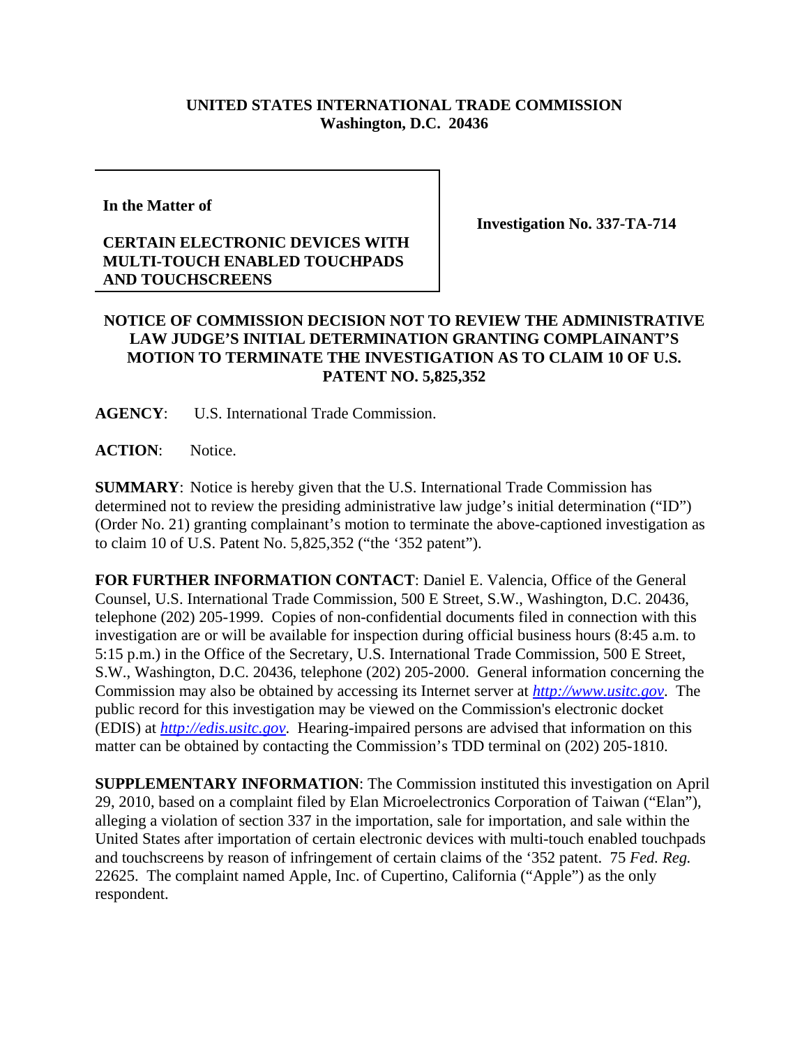**UNITED STATES INTERNATIONAL TRADE COMMISSION**
**Washington, D.C. 20436**

**In the Matter of**

**CERTAIN ELECTRONIC DEVICES WITH MULTI-TOUCH ENABLED TOUCHPADS AND TOUCHSCREENS**

**Investigation No. 337-TA-714**

**NOTICE OF COMMISSION DECISION NOT TO REVIEW THE ADMINISTRATIVE LAW JUDGE'S INITIAL DETERMINATION GRANTING COMPLAINANT'S MOTION TO TERMINATE THE INVESTIGATION AS TO CLAIM 10 OF U.S. PATENT NO. 5,825,352**

**AGENCY**: U.S. International Trade Commission.

**ACTION**: Notice.

**SUMMARY**: Notice is hereby given that the U.S. International Trade Commission has determined not to review the presiding administrative law judge's initial determination ("ID") (Order No. 21) granting complainant's motion to terminate the above-captioned investigation as to claim 10 of U.S. Patent No. 5,825,352 ("the '352 patent").

**FOR FURTHER INFORMATION CONTACT**: Daniel E. Valencia, Office of the General Counsel, U.S. International Trade Commission, 500 E Street, S.W., Washington, D.C. 20436, telephone (202) 205-1999. Copies of non-confidential documents filed in connection with this investigation are or will be available for inspection during official business hours (8:45 a.m. to 5:15 p.m.) in the Office of the Secretary, U.S. International Trade Commission, 500 E Street, S.W., Washington, D.C. 20436, telephone (202) 205-2000. General information concerning the Commission may also be obtained by accessing its Internet server at *http://www.usitc.gov*. The public record for this investigation may be viewed on the Commission's electronic docket (EDIS) at *http://edis.usitc.gov*. Hearing-impaired persons are advised that information on this matter can be obtained by contacting the Commission's TDD terminal on (202) 205-1810.

**SUPPLEMENTARY INFORMATION**: The Commission instituted this investigation on April 29, 2010, based on a complaint filed by Elan Microelectronics Corporation of Taiwan ("Elan"), alleging a violation of section 337 in the importation, sale for importation, and sale within the United States after importation of certain electronic devices with multi-touch enabled touchpads and touchscreens by reason of infringement of certain claims of the '352 patent. 75 *Fed. Reg.* 22625. The complaint named Apple, Inc. of Cupertino, California ("Apple") as the only respondent.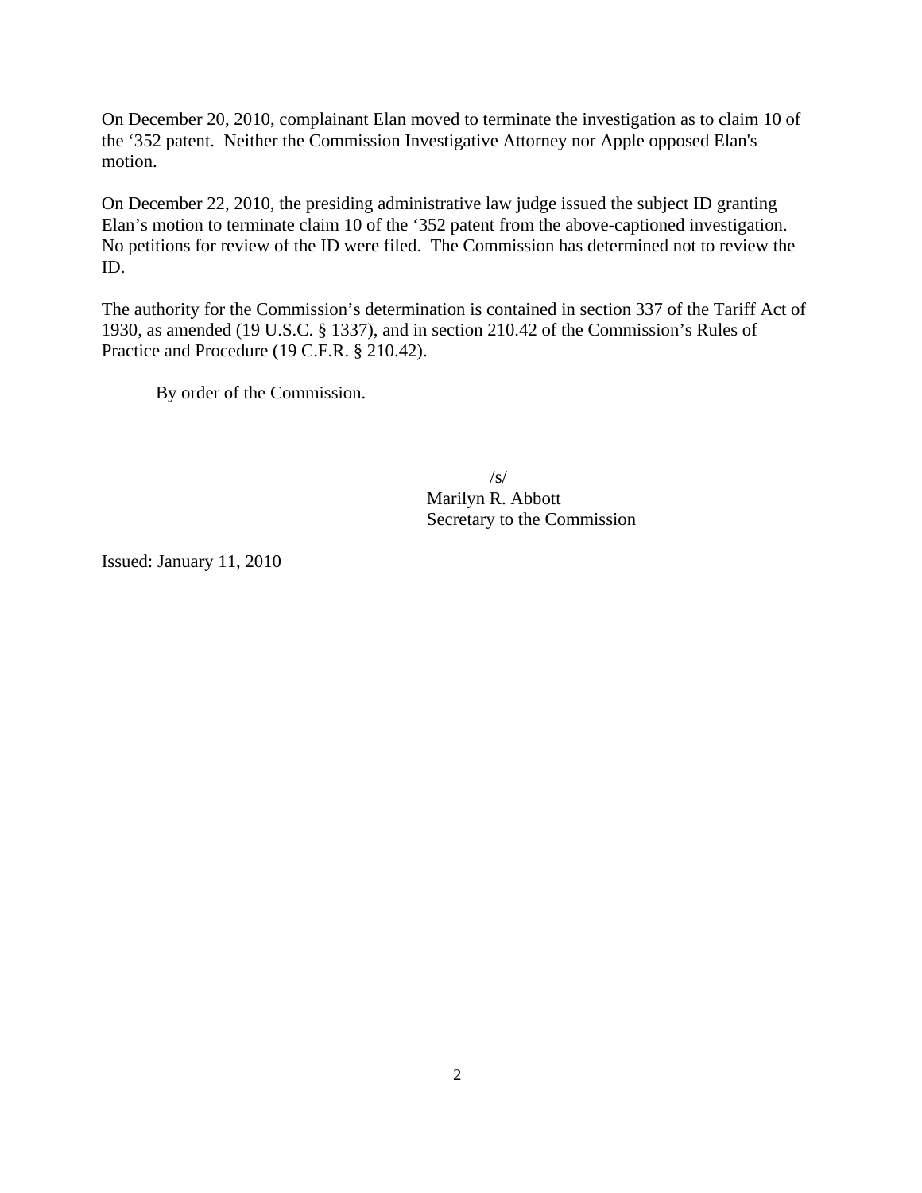On December 20, 2010, complainant Elan moved to terminate the investigation as to claim 10 of the '352 patent. Neither the Commission Investigative Attorney nor Apple opposed Elan's motion.

On December 22, 2010, the presiding administrative law judge issued the subject ID granting Elan's motion to terminate claim 10 of the '352 patent from the above-captioned investigation. No petitions for review of the ID were filed. The Commission has determined not to review the ID.

The authority for the Commission's determination is contained in section 337 of the Tariff Act of 1930, as amended (19 U.S.C. § 1337), and in section 210.42 of the Commission's Rules of Practice and Procedure (19 C.F.R. § 210.42).

By order of the Commission.

/s/
Marilyn R. Abbott
Secretary to the Commission

Issued: January 11, 2010